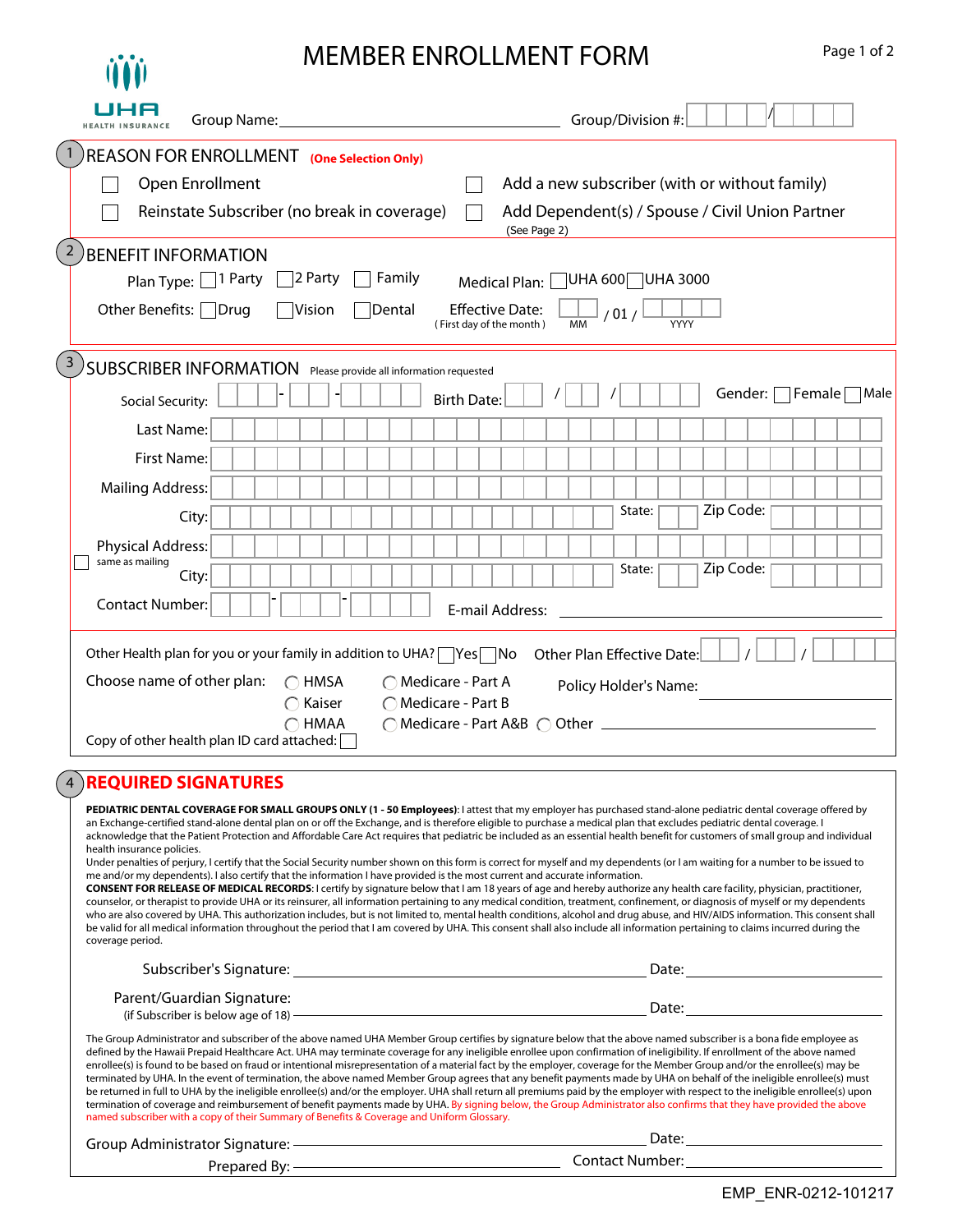# MEMBER ENROLLMENT FORM

UHA HEALTH INSURANCE

Group Name: ______________________ Group/Division #: ____ / ____

## 1 REASON FOR ENROLLMENT (One Selection Only)

- ☐ Open Enrollment
- ☐ Add a new subscriber (with or without family)
- ☐ Reinstate Subscriber (no break in coverage)
- ☐ Add Dependent(s) / Spouse / Civil Union Partner (See Page 2)

## 2 BENEFIT INFORMATION

Plan Type: ☐ 1 Party ☐ 2 Party ☐ Family

Medical Plan: ☐ UHA 600 ☐ UHA 3000

Other Benefits: ☐ Drug ☐ Vision ☐ Dental

Effective Date: ____ / 01 / ____ (First day of the month) MM YYYY

## 3 SUBSCRIBER INFORMATION Please provide all information requested

Social Security: ____ - ____ - ____ Birth Date: ____ / ____ / ____ Gender: ☐ Female ☐ Male

Last Name:

First Name:

Mailing Address:

City: State: Zip Code:

Physical Address: ☐ same as mailing

City: State: Zip Code:

Contact Number: ____ - ____ - ____ E-mail Address: ______________________

Other Health plan for you or your family in addition to UHA? ☐ Yes ☐ No Other Plan Effective Date: ____ / ____ / ____

Choose name of other plan: ◯ HMSA ◯ Kaiser ◯ HMAA ◯ Medicare - Part A ◯ Medicare - Part B ◯ Medicare - Part A&B ◯ Other ______________

Policy Holder's Name: ______________________

Copy of other health plan ID card attached: ☐

## 4 REQUIRED SIGNATURES

**PEDIATRIC DENTAL COVERAGE FOR SMALL GROUPS ONLY (1 - 50 Employees)**: I attest that my employer has purchased stand-alone pediatric dental coverage offered by an Exchange-certified stand-alone dental plan on or off the Exchange, and is therefore eligible to purchase a medical plan that excludes pediatric dental coverage. I acknowledge that the Patient Protection and Affordable Care Act requires that pediatric be included as an essential health benefit for customers of small group and individual health insurance policies.

Under penalties of perjury, I certify that the Social Security number shown on this form is correct for myself and my dependents (or I am waiting for a number to be issued to me and/or my dependents). I also certify that the information I have provided is the most current and accurate information.

**CONSENT FOR RELEASE OF MEDICAL RECORDS**: I certify by signature below that I am 18 years of age and hereby authorize any health care facility, physician, practitioner, counselor, or therapist to provide UHA or its reinsurer, all information pertaining to any medical condition, treatment, confinement, or diagnosis of myself or my dependents who are also covered by UHA. This authorization includes, but is not limited to, mental health conditions, alcohol and drug abuse, and HIV/AIDS information. This consent shall be valid for all medical information throughout the period that I am covered by UHA. This consent shall also include all information pertaining to claims incurred during the coverage period.

Subscriber's Signature: ______________________ Date: ____________

Parent/Guardian Signature: (if Subscriber is below age of 18) ______________________ Date: ____________

The Group Administrator and subscriber of the above named UHA Member Group certifies by signature below that the above named subscriber is a bona fide employee as defined by the Hawaii Prepaid Healthcare Act. UHA may terminate coverage for any ineligible enrollee upon confirmation of ineligibility. If enrollment of the above named enrollee(s) is found to be based on fraud or intentional misrepresentation of a material fact by the employer, coverage for the Member Group and/or the enrollee(s) may be terminated by UHA. In the event of termination, the above named Member Group agrees that any benefit payments made by UHA on behalf of the ineligible enrollee(s) must be returned in full to UHA by the ineligible enrollee(s) and/or the employer. UHA shall return all premiums paid by the employer with respect to the ineligible enrollee(s) upon termination of coverage and reimbursement of benefit payments made by UHA. By signing below, the Group Administrator also confirms that they have provided the above named subscriber with a copy of their Summary of Benefits & Coverage and Uniform Glossary.

Group Administrator Signature: ______________________ Date: ____________

Prepared By: ______________________ Contact Number: ____________

EMP_ENR-0212-101217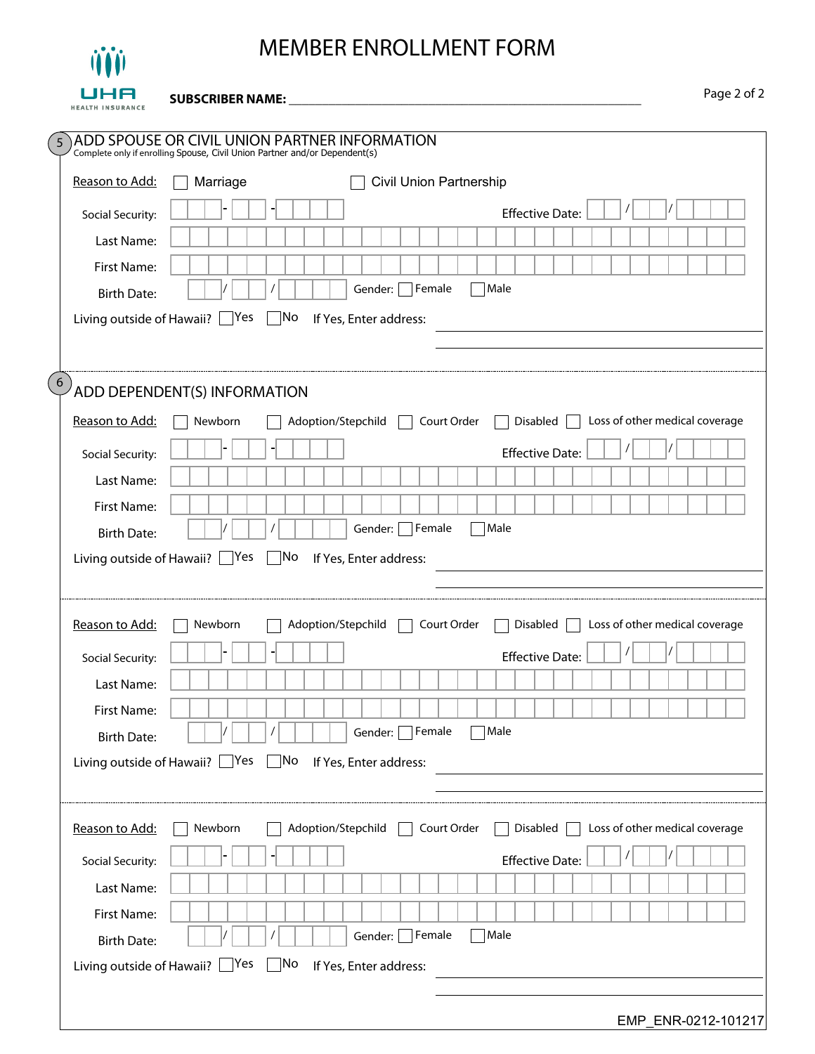# MEMBER ENROLLMENT FORM

UHA HEALTH INSURANCE

**SUBSCRIBER NAME:** ______________________________

## 5 ADD SPOUSE OR CIVIL UNION PARTNER INFORMATION

Complete only if enrolling Spouse, Civil Union Partner and/or Dependent(s)

Reason to Add: ☐ Marriage ☐ Civil Union Partnership

Social Security: ___ - __ - ____ Effective Date: __ / __ / ____

Last Name: ______________________________

First Name: ______________________________

Birth Date: __ / __ / ____ Gender: ☐ Female ☐ Male

Living outside of Hawaii? ☐ Yes ☐ No If Yes, Enter address: ______________________________

______________________________

## 6 ADD DEPENDENT(S) INFORMATION

Reason to Add: ☐ Newborn ☐ Adoption/Stepchild ☐ Court Order ☐ Disabled ☐ Loss of other medical coverage

Social Security: ___ - __ - ____ Effective Date: __ / __ / ____

Last Name: ______________________________

First Name: ______________________________

Birth Date: __ / __ / ____ Gender: ☐ Female ☐ Male

Living outside of Hawaii? ☐ Yes ☐ No If Yes, Enter address: ______________________________

______________________________

---

Reason to Add: ☐ Newborn ☐ Adoption/Stepchild ☐ Court Order ☐ Disabled ☐ Loss of other medical coverage

Social Security: ___ - __ - ____ Effective Date: __ / __ / ____

Last Name: ______________________________

First Name: ______________________________

Birth Date: __ / __ / ____ Gender: ☐ Female ☐ Male

Living outside of Hawaii? ☐ Yes ☐ No If Yes, Enter address: ______________________________

______________________________

---

Reason to Add: ☐ Newborn ☐ Adoption/Stepchild ☐ Court Order ☐ Disabled ☐ Loss of other medical coverage

Social Security: ___ - __ - ____ Effective Date: __ / __ / ____

Last Name: ______________________________

First Name: ______________________________

Birth Date: __ / __ / ____ Gender: ☐ Female ☐ Male

Living outside of Hawaii? ☐ Yes ☐ No If Yes, Enter address: ______________________________

______________________________

EMP_ENR-0212-101217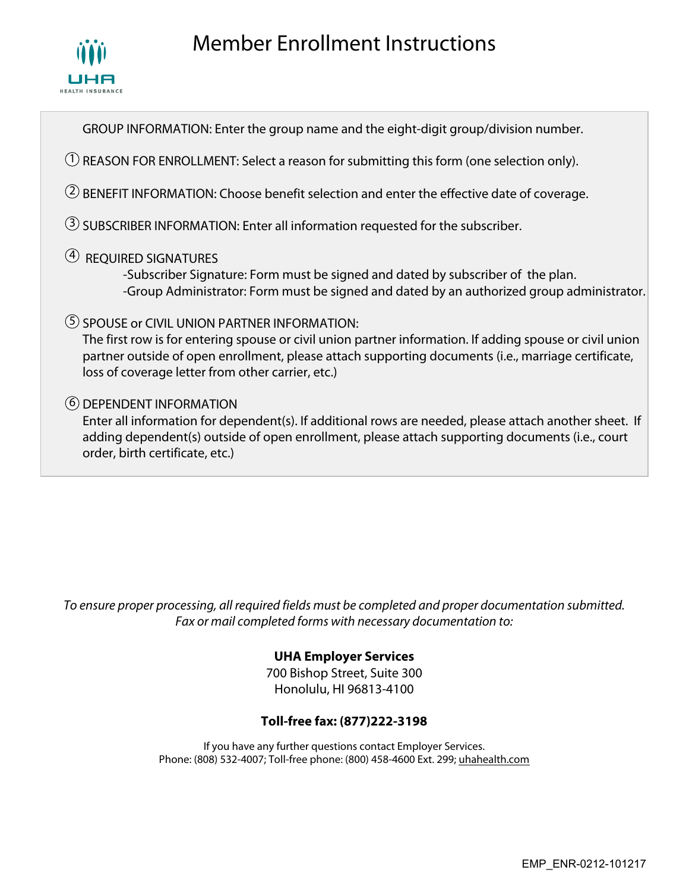UHA HEALTH INSURANCE

# Member Enrollment Instructions

GROUP INFORMATION: Enter the group name and the eight-digit group/division number.

① REASON FOR ENROLLMENT: Select a reason for submitting this form (one selection only).

② BENEFIT INFORMATION: Choose benefit selection and enter the effective date of coverage.

③ SUBSCRIBER INFORMATION: Enter all information requested for the subscriber.

④ REQUIRED SIGNATURES
- Subscriber Signature: Form must be signed and dated by subscriber of the plan.
- Group Administrator: Form must be signed and dated by an authorized group administrator.

⑤ SPOUSE or CIVIL UNION PARTNER INFORMATION:
The first row is for entering spouse or civil union partner information. If adding spouse or civil union partner outside of open enrollment, please attach supporting documents (i.e., marriage certificate, loss of coverage letter from other carrier, etc.)

⑥ DEPENDENT INFORMATION
Enter all information for dependent(s). If additional rows are needed, please attach another sheet. If adding dependent(s) outside of open enrollment, please attach supporting documents (i.e., court order, birth certificate, etc.)

*To ensure proper processing, all required fields must be completed and proper documentation submitted. Fax or mail completed forms with necessary documentation to:*

**UHA Employer Services**
700 Bishop Street, Suite 300
Honolulu, HI 96813-4100

**Toll-free fax: (877)222-3198**

If you have any further questions contact Employer Services.
Phone: (808) 532-4007; Toll-free phone: (800) 458-4600 Ext. 299; uhahealth.com

EMP_ENR-0212-101217